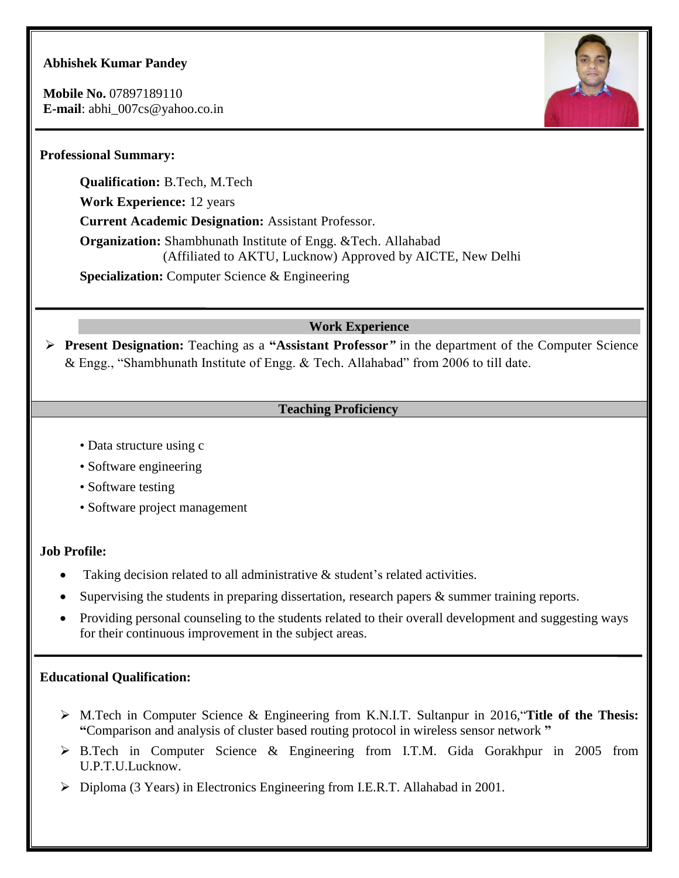**Abhishek Kumar Pandey**

**Mobile No.** 07897189110
**E-mail**: abhi_007cs@yahoo.co.in

---

**Professional Summary:**

**Qualification:** B.Tech, M.Tech

**Work Experience:** 12 years

**Current Academic Designation:** Assistant Professor.

**Organization:** Shambhunath Institute of Engg. &Tech. Allahabad
(Affiliated to AKTU, Lucknow) Approved by AICTE, New Delhi

**Specialization:** Computer Science & Engineering

---

## Work Experience

- **Present Designation:** Teaching as a **"Assistant Professor"** in the department of the Computer Science & Engg., "Shambhunath Institute of Engg. & Tech. Allahabad" from 2006 to till date.

## Teaching Proficiency

- Data structure using c
- Software engineering
- Software testing
- Software project management

**Job Profile:**

- Taking decision related to all administrative & student's related activities.
- Supervising the students in preparing dissertation, research papers & summer training reports.
- Providing personal counseling to the students related to their overall development and suggesting ways for their continuous improvement in the subject areas.

---

**Educational Qualification:**

- M.Tech in Computer Science & Engineering from K.N.I.T. Sultanpur in 2016,"**Title of the Thesis: "**Comparison and analysis of cluster based routing protocol in wireless sensor network **"**
- B.Tech in Computer Science & Engineering from I.T.M. Gida Gorakhpur in 2005 from U.P.T.U.Lucknow.
- Diploma (3 Years) in Electronics Engineering from I.E.R.T. Allahabad in 2001.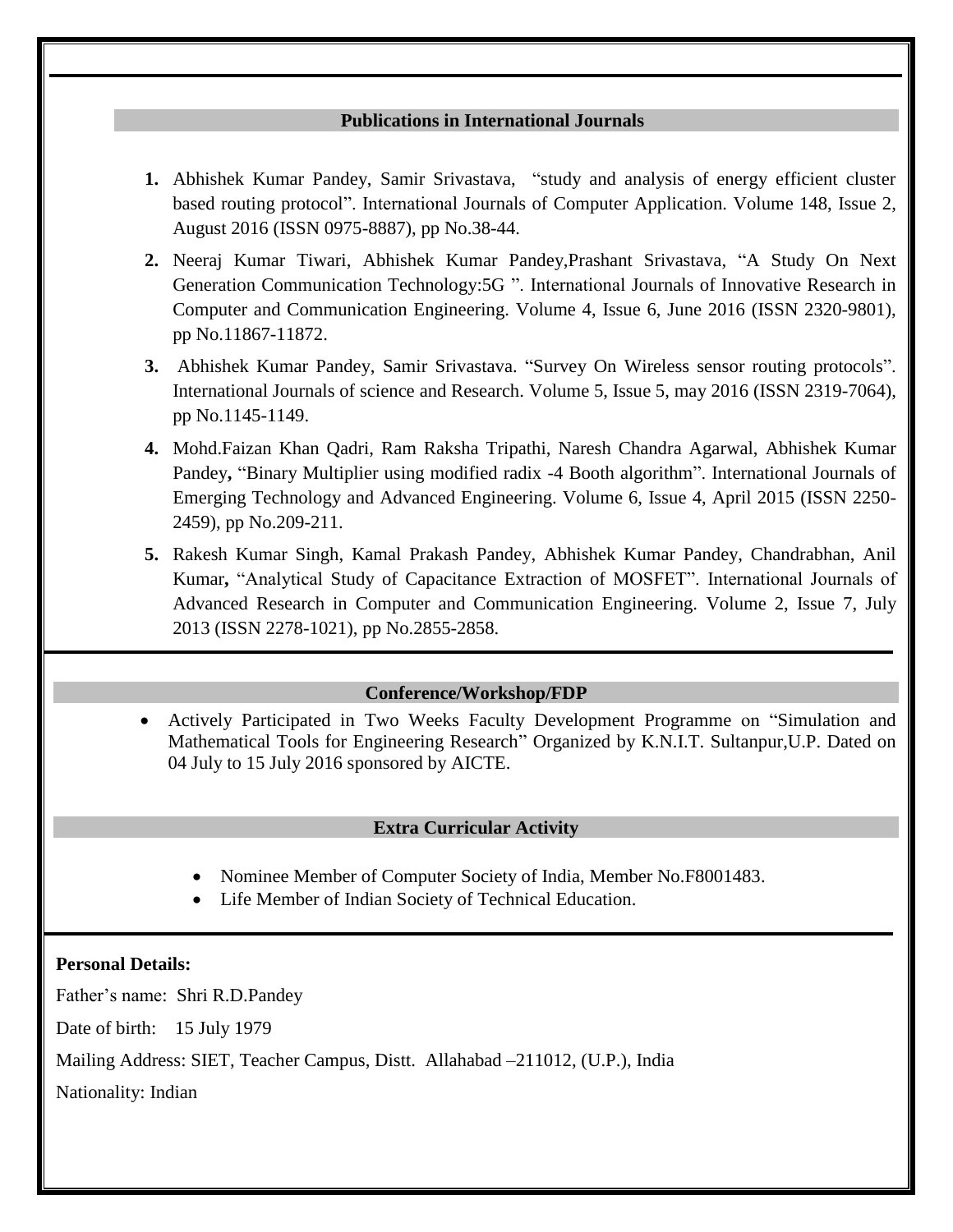## Publications in International Journals

1. Abhishek Kumar Pandey, Samir Srivastava, "study and analysis of energy efficient cluster based routing protocol". International Journals of Computer Application. Volume 148, Issue 2, August 2016 (ISSN 0975-8887), pp No.38-44.
2. Neeraj Kumar Tiwari, Abhishek Kumar Pandey,Prashant Srivastava, "A Study On Next Generation Communication Technology:5G ". International Journals of Innovative Research in Computer and Communication Engineering. Volume 4, Issue 6, June 2016 (ISSN 2320-9801), pp No.11867-11872.
3. Abhishek Kumar Pandey, Samir Srivastava. "Survey On Wireless sensor routing protocols". International Journals of science and Research. Volume 5, Issue 5, may 2016 (ISSN 2319-7064), pp No.1145-1149.
4. Mohd.Faizan Khan Qadri, Ram Raksha Tripathi, Naresh Chandra Agarwal, Abhishek Kumar Pandey**,** "Binary Multiplier using modified radix -4 Booth algorithm". International Journals of Emerging Technology and Advanced Engineering. Volume 6, Issue 4, April 2015 (ISSN 2250-2459), pp No.209-211.
5. Rakesh Kumar Singh, Kamal Prakash Pandey, Abhishek Kumar Pandey, Chandrabhan, Anil Kumar**,** "Analytical Study of Capacitance Extraction of MOSFET". International Journals of Advanced Research in Computer and Communication Engineering. Volume 2, Issue 7, July 2013 (ISSN 2278-1021), pp No.2855-2858.

## Conference/Workshop/FDP

- Actively Participated in Two Weeks Faculty Development Programme on "Simulation and Mathematical Tools for Engineering Research" Organized by K.N.I.T. Sultanpur,U.P. Dated on 04 July to 15 July 2016 sponsored by AICTE.

## Extra Curricular Activity

- Nominee Member of Computer Society of India, Member No.F8001483.
- Life Member of Indian Society of Technical Education.

**Personal Details:**

Father's name: Shri R.D.Pandey

Date of birth: 15 July 1979

Mailing Address: SIET, Teacher Campus, Distt. Allahabad –211012, (U.P.), India

Nationality: Indian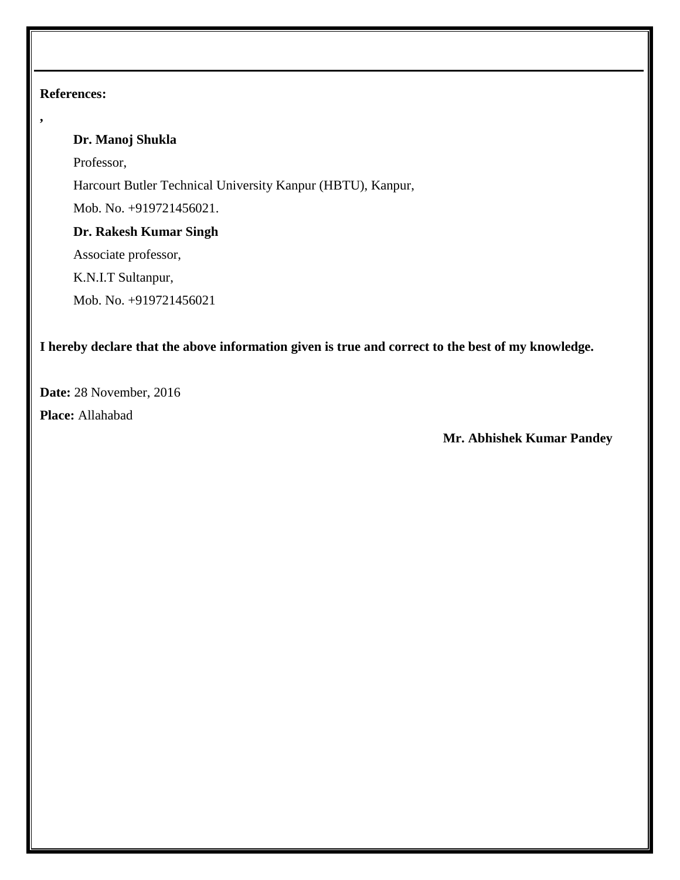**References:**

,

**Dr. Manoj Shukla**

Professor,

Harcourt Butler Technical University Kanpur (HBTU), Kanpur,

Mob. No. +919721456021.

**Dr. Rakesh Kumar Singh**

Associate professor,

K.N.I.T Sultanpur,

Mob. No. +919721456021

**I hereby declare that the above information given is true and correct to the best of my knowledge.**

**Date:** 28 November, 2016

**Place:** Allahabad

**Mr. Abhishek Kumar Pandey**